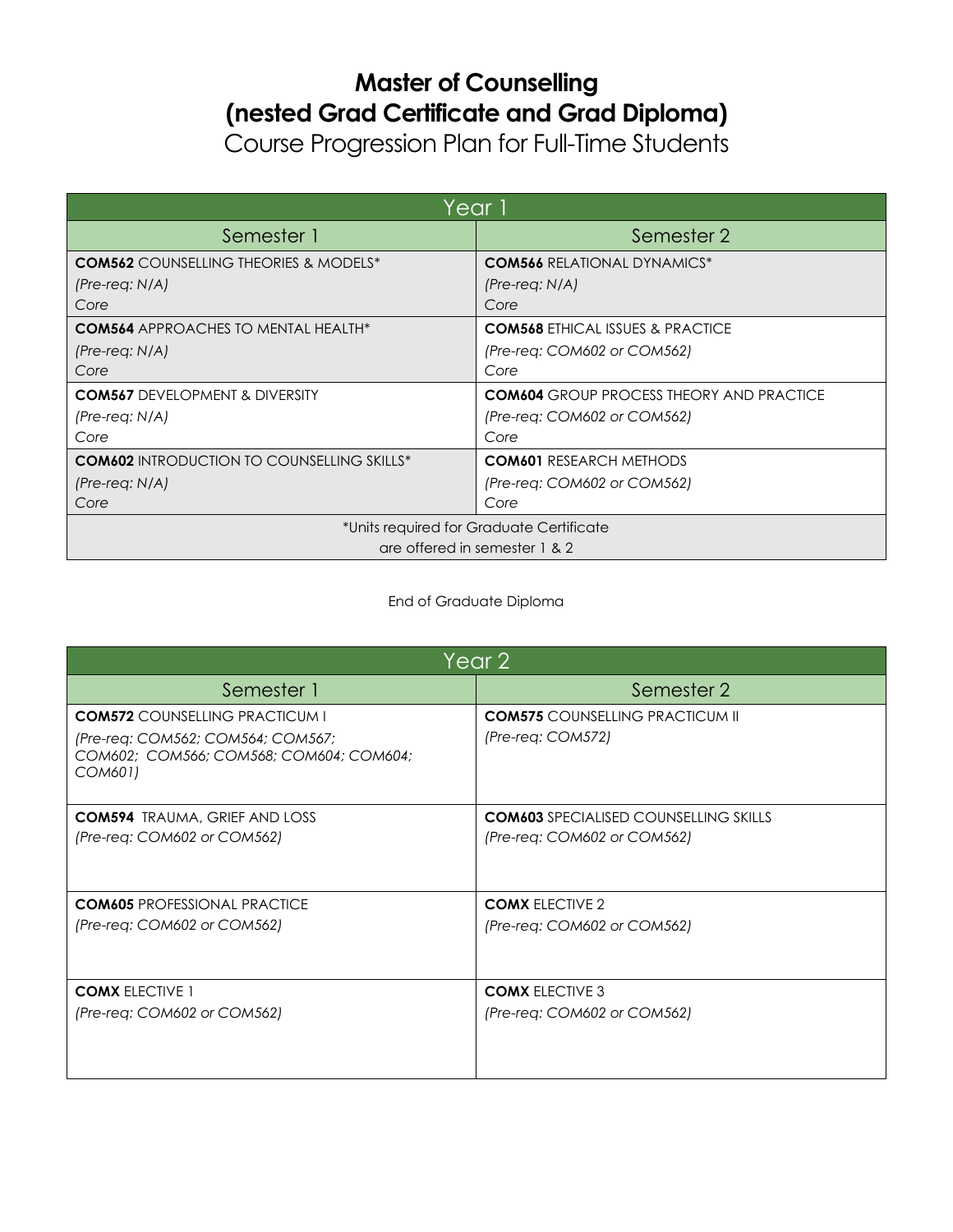# Master of Counselling
# (nested Grad Certificate and Grad Diploma)

Course Progression Plan for Full-Time Students

| Year 1 | |
|---|---|
| **Semester 1** | **Semester 2** |
| **COM562** COUNSELLING THEORIES & MODELS*<br>*(Pre-req: N/A)*<br>Core | **COM566** RELATIONAL DYNAMICS*<br>*(Pre-req: N/A)*<br>Core |
| **COM564** APPROACHES TO MENTAL HEALTH*<br>*(Pre-req: N/A)*<br>Core | **COM568** ETHICAL ISSUES & PRACTICE<br>*(Pre-req: COM602 or COM562)*<br>Core |
| **COM567** DEVELOPMENT & DIVERSITY<br>*(Pre-req: N/A)*<br>Core | **COM604** GROUP PROCESS THEORY AND PRACTICE<br>*(Pre-req: COM602 or COM562)*<br>Core |
| **COM602** INTRODUCTION TO COUNSELLING SKILLS*<br>*(Pre-req: N/A)*<br>Core | **COM601** RESEARCH METHODS<br>*(Pre-req: COM602 or COM562)*<br>Core |
| *Units required for Graduate Certificate are offered in semester 1 & 2 | |

End of Graduate Diploma

| Year 2 | |
|---|---|
| **Semester 1** | **Semester 2** |
| **COM572** COUNSELLING PRACTICUM I<br>*(Pre-req: COM562; COM564; COM567; COM602; COM566; COM568; COM604; COM604; COM601)* | **COM575** COUNSELLING PRACTICUM II<br>*(Pre-req: COM572)* |
| **COM594** TRAUMA, GRIEF AND LOSS<br>*(Pre-req: COM602 or COM562)* | **COM603** SPECIALISED COUNSELLING SKILLS<br>*(Pre-req: COM602 or COM562)* |
| **COM605** PROFESSIONAL PRACTICE<br>*(Pre-req: COM602 or COM562)* | **COMX** ELECTIVE 2<br>*(Pre-req: COM602 or COM562)* |
| **COMX** ELECTIVE 1<br>*(Pre-req: COM602 or COM562)* | **COMX** ELECTIVE 3<br>*(Pre-req: COM602 or COM562)* |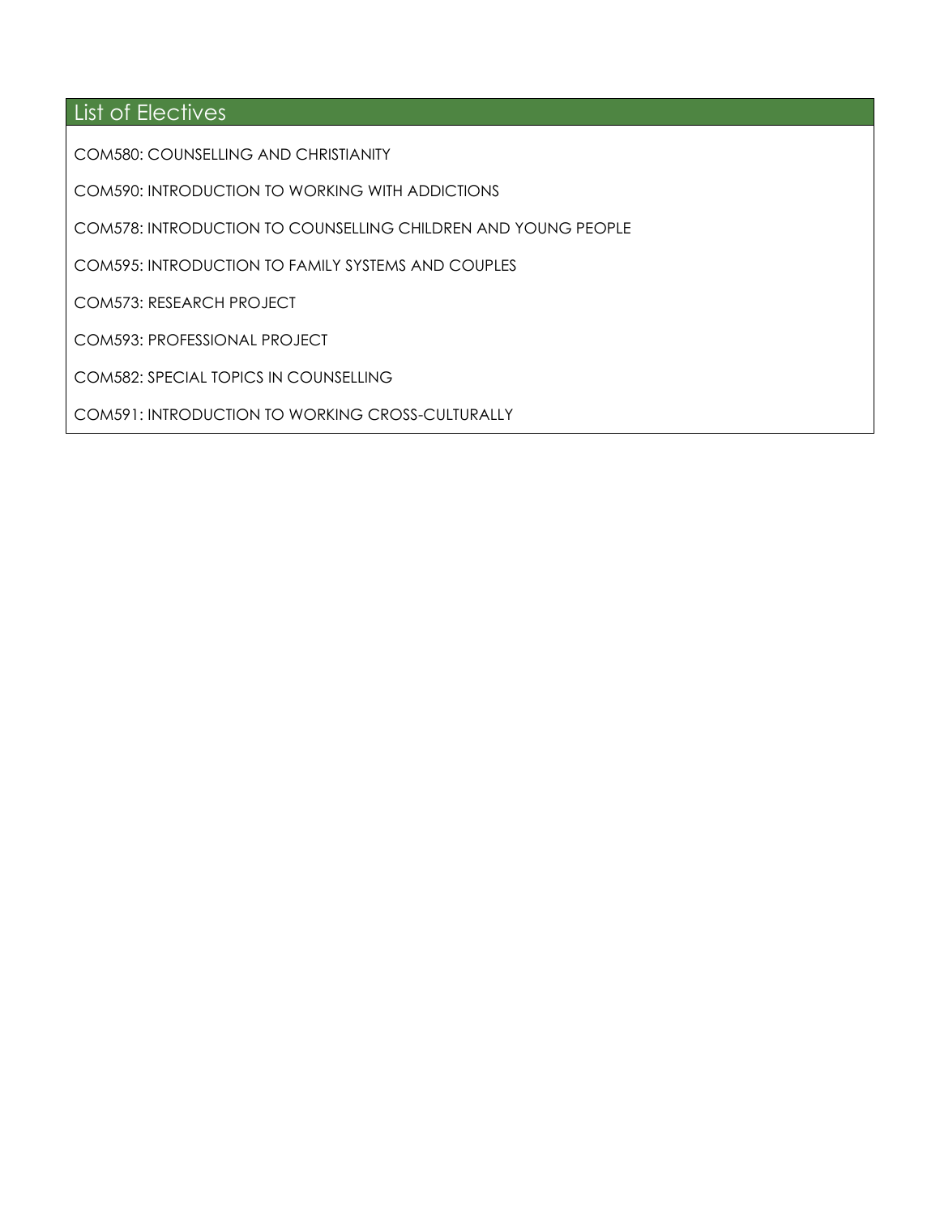## List of Electives

COM580: COUNSELLING AND CHRISTIANITY

COM590: INTRODUCTION TO WORKING WITH ADDICTIONS

COM578: INTRODUCTION TO COUNSELLING CHILDREN AND YOUNG PEOPLE

COM595: INTRODUCTION TO FAMILY SYSTEMS AND COUPLES

COM573: RESEARCH PROJECT

COM593: PROFESSIONAL PROJECT

COM582: SPECIAL TOPICS IN COUNSELLING

COM591: INTRODUCTION TO WORKING CROSS-CULTURALLY